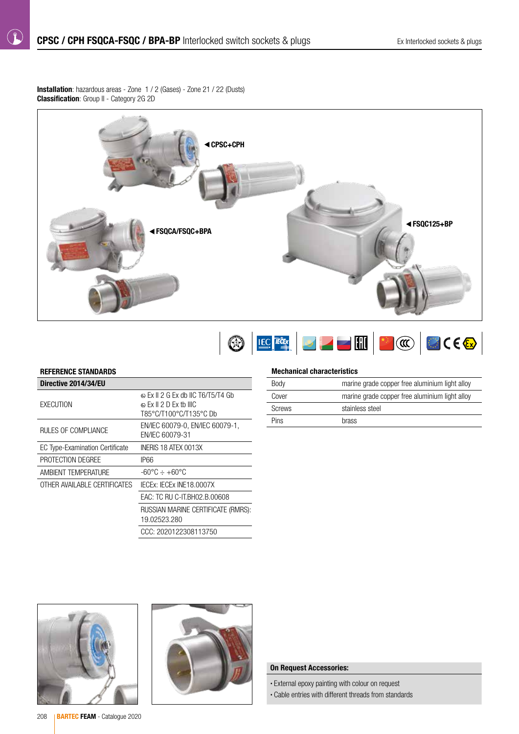# CPSC / CPH FSQCA-FSQC / BPA-BP Interlocked switch sockets & plugs

**Installation**: hazardous areas - Zone 1 / 2 (Gases) - Zone 21 / 22 (Dusts)
**Classification**: Group II - Category 2G 2D

◄CPSC+CPH

◄FSQCA/FSQC+BPA

◄FSQC125+BP

## REFERENCE STANDARDS

| Directive 2014/34/EU | |
|---|---|
| EXECUTION | Ex II 2 G Ex db IIC T6/T5/T4 Gb<br>Ex II 2 D Ex tb IIIC T85°C/T100°C/T135°C Db |
| RULES OF COMPLIANCE | EN/IEC 60079-0, EN/IEC 60079-1, EN/IEC 60079-31 |
| EC Type-Examination Certificate | INERIS 18 ATEX 0013X |
| PROTECTION DEGREE | IP66 |
| AMBIENT TEMPERATURE | -60°C ÷ +60°C |
| OTHER AVAILABLE CERTIFICATES | IECEx: IECEx INE18.0007X |
| | EAC: TC RU C-IT.BH02.B.00608 |
| | RUSSIAN MARINE CERTIFICATE (RMRS): 19.02523.280 |
| | CCC: 2020122308113750 |

## Mechanical characteristics

| | |
|---|---|
| Body | marine grade copper free aluminium light alloy |
| Cover | marine grade copper free aluminium light alloy |
| Screws | stainless steel |
| Pins | brass |

**On Request Accessories:**

- External epoxy painting with colour on request
- Cable entries with different threads from standards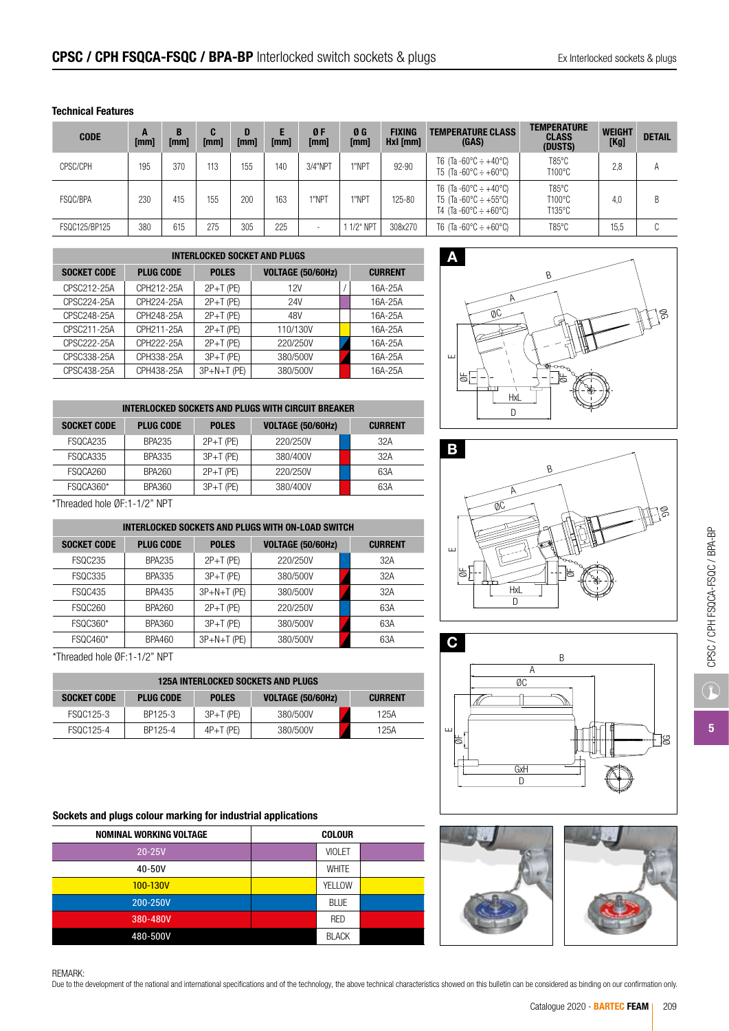## CPSC / CPH FSQCA-FSQC / BPA-BP Interlocked switch sockets & plugs

### Technical Features

| CODE | A [mm] | B [mm] | C [mm] | D [mm] | E [mm] | Ø F [mm] | Ø G [mm] | FIXING HxI [mm] | TEMPERATURE CLASS (GAS) | TEMPERATURE CLASS (DUSTS) | WEIGHT [Kg] | DETAIL |
|---|---|---|---|---|---|---|---|---|---|---|---|---|
| CPSC/CPH | 195 | 370 | 113 | 155 | 140 | 3/4"NPT | 1"NPT | 92-90 | T6 (Ta -60°C ÷ +40°C) T5 (Ta -60°C ÷ +60°C) | T85°C T100°C | 2,8 | A |
| FSQC/BPA | 230 | 415 | 155 | 200 | 163 | 1"NPT | 1"NPT | 125-80 | T6 (Ta -60°C ÷ +40°C) T5 (Ta -60°C ÷ +55°C) T4 (Ta -60°C ÷ +60°C) | T85°C T100°C T135°C | 4,0 | B |
| FSQC125/BP125 | 380 | 615 | 275 | 305 | 225 | - | 1 1/2" NPT | 308x270 | T6 (Ta -60°C ÷ +60°C) | T85°C | 15,5 | C |

| INTERLOCKED SOCKET AND PLUGS | | | | |
|---|---|---|---|---|
| SOCKET CODE | PLUG CODE | POLES | VOLTAGE (50/60Hz) | CURRENT |
| CPSC212-25A | CPH212-25A | 2P+T (PE) | 12V | 16A-25A |
| CPSC224-25A | CPH224-25A | 2P+T (PE) | 24V | 16A-25A |
| CPSC248-25A | CPH248-25A | 2P+T (PE) | 48V | 16A-25A |
| CPSC211-25A | CPH211-25A | 2P+T (PE) | 110/130V | 16A-25A |
| CPSC222-25A | CPH222-25A | 2P+T (PE) | 220/250V | 16A-25A |
| CPSC338-25A | CPH338-25A | 3P+T (PE) | 380/500V | 16A-25A |
| CPSC438-25A | CPH438-25A | 3P+N+T (PE) | 380/500V | 16A-25A |

| INTERLOCKED SOCKETS AND PLUGS WITH CIRCUIT BREAKER | | | | |
|---|---|---|---|---|
| SOCKET CODE | PLUG CODE | POLES | VOLTAGE (50/60Hz) | CURRENT |
| FSQCA235 | BPA235 | 2P+T (PE) | 220/250V | 32A |
| FSQCA335 | BPA335 | 3P+T (PE) | 380/400V | 32A |
| FSQCA260 | BPA260 | 2P+T (PE) | 220/250V | 63A |
| FSQCA360* | BPA360 | 3P+T (PE) | 380/400V | 63A |

*Threaded hole ØF:1-1/2" NPT

| INTERLOCKED SOCKETS AND PLUGS WITH ON-LOAD SWITCH | | | | |
|---|---|---|---|---|
| SOCKET CODE | PLUG CODE | POLES | VOLTAGE (50/60Hz) | CURRENT |
| FSQC235 | BPA235 | 2P+T (PE) | 220/250V | 32A |
| FSQC335 | BPA335 | 3P+T (PE) | 380/500V | 32A |
| FSQC435 | BPA435 | 3P+N+T (PE) | 380/500V | 32A |
| FSQC260 | BPA260 | 2P+T (PE) | 220/250V | 63A |
| FSQC360* | BPA360 | 3P+T (PE) | 380/500V | 63A |
| FSQC460* | BPA460 | 3P+N+T (PE) | 380/500V | 63A |

*Threaded hole ØF:1-1/2" NPT

| 125A INTERLOCKED SOCKETS AND PLUGS | | | | |
|---|---|---|---|---|
| SOCKET CODE | PLUG CODE | POLES | VOLTAGE (50/60Hz) | CURRENT |
| FSQC125-3 | BP125-3 | 3P+T (PE) | 380/500V | 125A |
| FSQC125-4 | BP125-4 | 4P+T (PE) | 380/500V | 125A |

A

B

A

ØC

ØG

E

ØF

ØF

HxL

D

B

B

A

ØC

ØG

E

ØF

ØF

HxL

D

C

B

A

ØC

E

ØF

ØG

GxH

D

### Sockets and plugs colour marking for industrial applications

| NOMINAL WORKING VOLTAGE | COLOUR |
|---|---|
| 20-25V | VIOLET |
| 40-50V | WHITE |
| 100-130V | YELLOW |
| 200-250V | BLUE |
| 380-480V | RED |
| 480-500V | BLACK |

REMARK:
Due to the development of the national and international specifications and of the technology, the above technical characteristics showed on this bulletin can be considered as binding on our confirmation only.